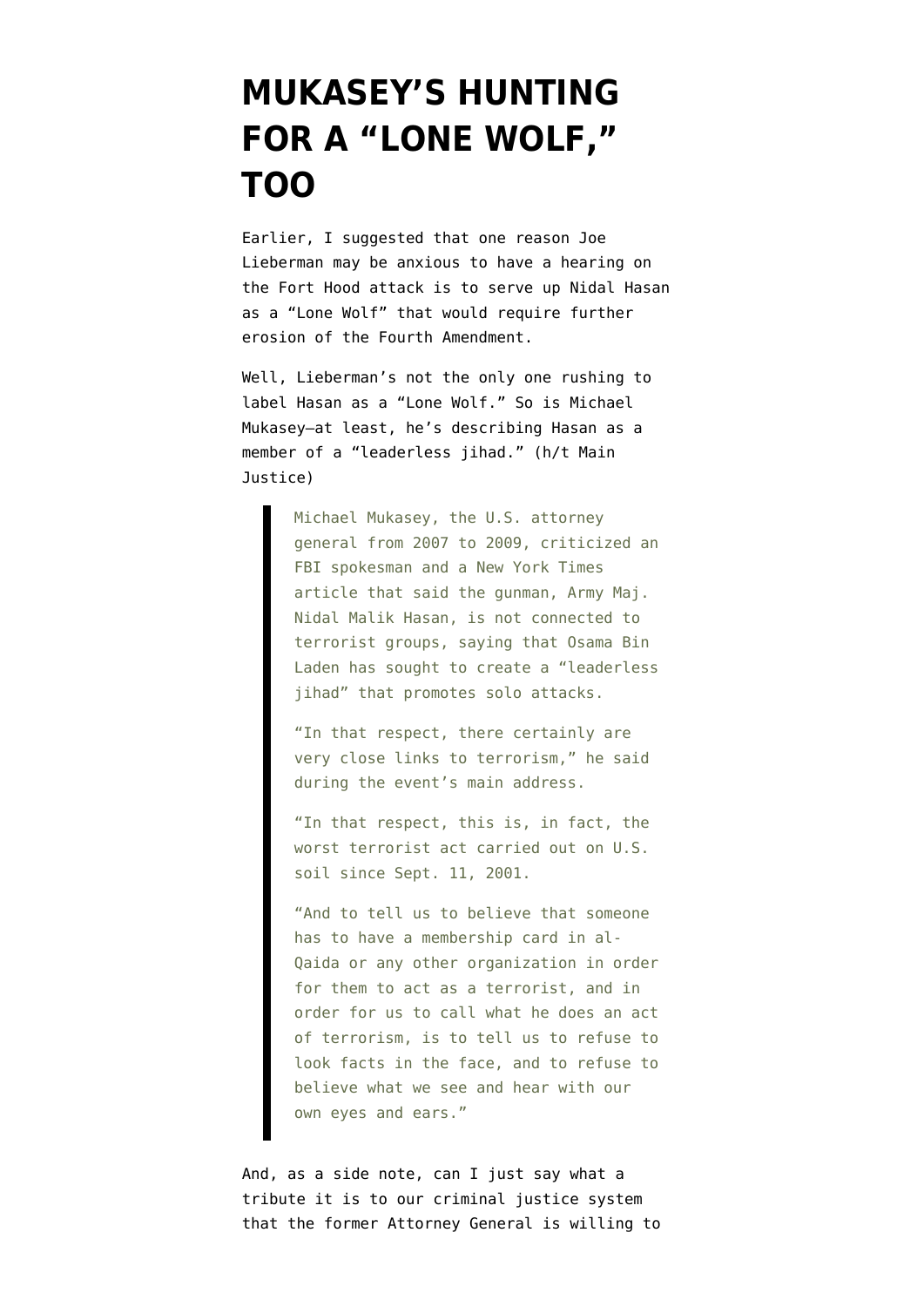# MUKASEY'S HUNTING FOR A "LONE WOLF," TOO

Earlier, I suggested that one reason Joe Lieberman may be anxious to have a hearing on the Fort Hood attack is to serve up Nidal Hasan as a "Lone Wolf" that would require further erosion of the Fourth Amendment.

Well, Lieberman's not the only one rushing to label Hasan as a "Lone Wolf." So is Michael Mukasey—at least, he's describing Hasan as a member of a "leaderless jihad." (h/t Main Justice)

> Michael Mukasey, the U.S. attorney general from 2007 to 2009, criticized an FBI spokesman and a New York Times article that said the gunman, Army Maj. Nidal Malik Hasan, is not connected to terrorist groups, saying that Osama Bin Laden has sought to create a "leaderless jihad" that promotes solo attacks.
>
> "In that respect, there certainly are very close links to terrorism," he said during the event's main address.
>
> "In that respect, this is, in fact, the worst terrorist act carried out on U.S. soil since Sept. 11, 2001.
>
> "And to tell us to believe that someone has to have a membership card in al-Qaida or any other organization in order for them to act as a terrorist, and in order for us to call what he does an act of terrorism, is to tell us to refuse to look facts in the face, and to refuse to believe what we see and hear with our own eyes and ears."

And, as a side note, can I just say what a tribute it is to our criminal justice system that the former Attorney General is willing to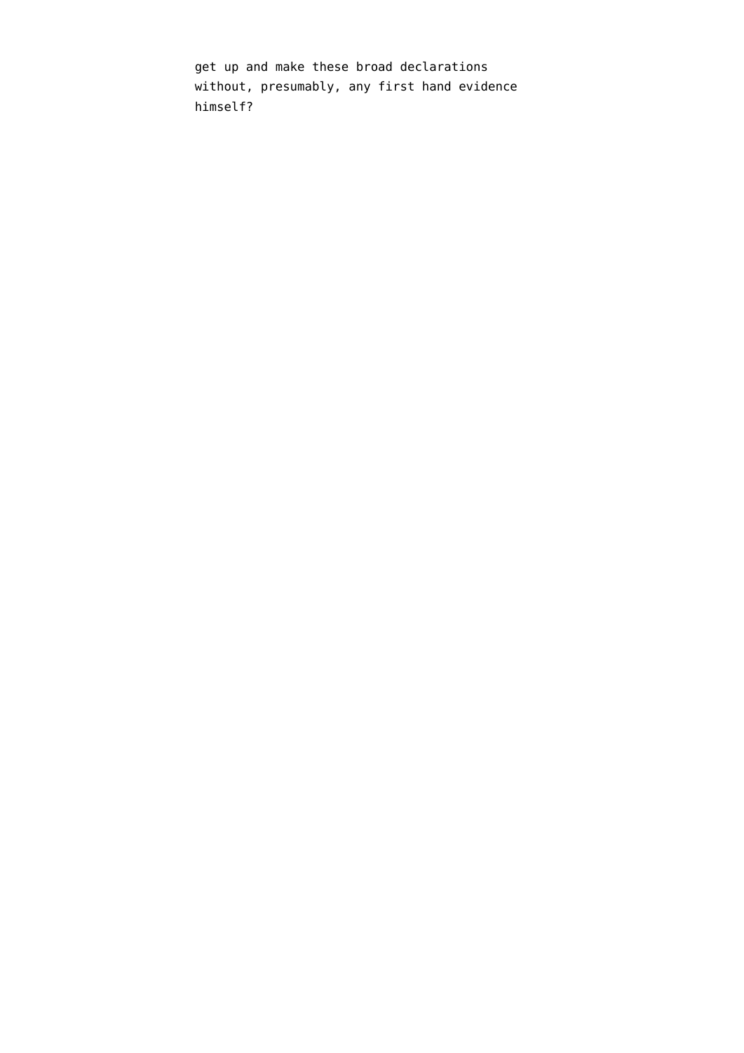get up and make these broad declarations without, presumably, any first hand evidence himself?